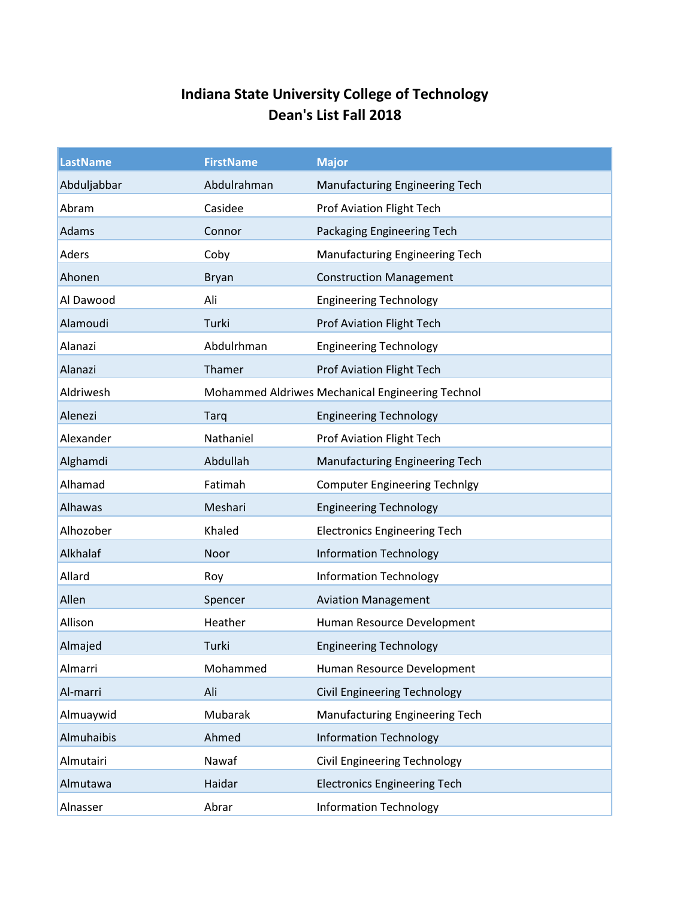# Indiana State University College of Technology
## Dean's List Fall 2018

| LastName | FirstName | Major |
|---|---|---|
| Abduljabbar | Abdulrahman | Manufacturing Engineering Tech |
| Abram | Casidee | Prof Aviation Flight Tech |
| Adams | Connor | Packaging Engineering Tech |
| Aders | Coby | Manufacturing Engineering Tech |
| Ahonen | Bryan | Construction Management |
| Al Dawood | Ali | Engineering Technology |
| Alamoudi | Turki | Prof Aviation Flight Tech |
| Alanazi | Abdulrhman | Engineering Technology |
| Alanazi | Thamer | Prof Aviation Flight Tech |
| Aldriwesh | Mohammed Aldriwes | Mechanical Engineering Technol |
| Alenezi | Tarq | Engineering Technology |
| Alexander | Nathaniel | Prof Aviation Flight Tech |
| Alghamdi | Abdullah | Manufacturing Engineering Tech |
| Alhamad | Fatimah | Computer Engineering Technlgy |
| Alhawas | Meshari | Engineering Technology |
| Alhozober | Khaled | Electronics Engineering Tech |
| Alkhalaf | Noor | Information Technology |
| Allard | Roy | Information Technology |
| Allen | Spencer | Aviation Management |
| Allison | Heather | Human Resource Development |
| Almajed | Turki | Engineering Technology |
| Almarri | Mohammed | Human Resource Development |
| Al-marri | Ali | Civil Engineering Technology |
| Almuaywid | Mubarak | Manufacturing Engineering Tech |
| Almuhaibis | Ahmed | Information Technology |
| Almutairi | Nawaf | Civil Engineering Technology |
| Almutawa | Haidar | Electronics Engineering Tech |
| Alnasser | Abrar | Information Technology |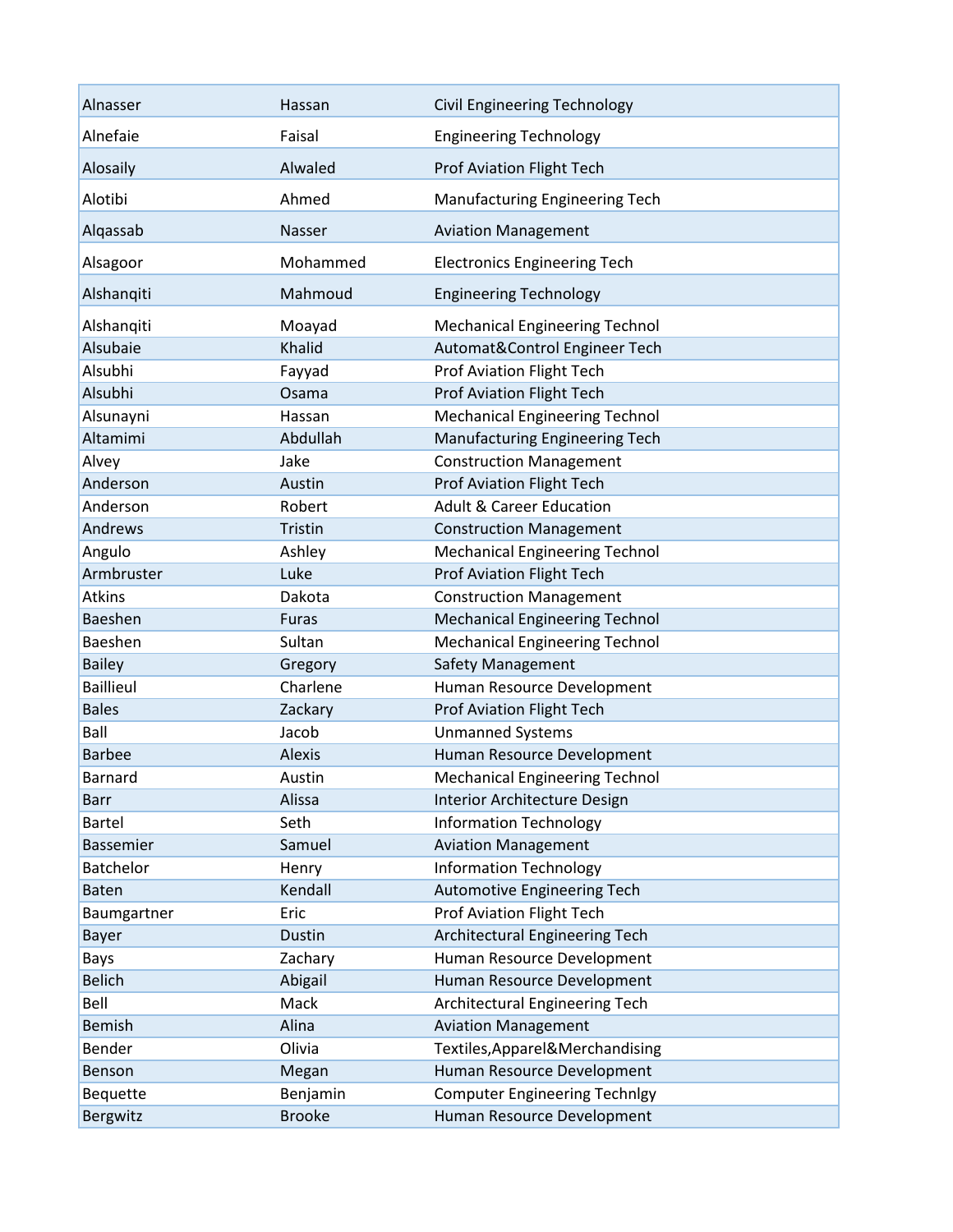| | | |
|---|---|---|
| Alnasser | Hassan | Civil Engineering Technology |
| Alnefaie | Faisal | Engineering Technology |
| Alosaily | Alwaled | Prof Aviation Flight Tech |
| Alotibi | Ahmed | Manufacturing Engineering Tech |
| Alqassab | Nasser | Aviation Management |
| Alsagoor | Mohammed | Electronics Engineering Tech |
| Alshanqiti | Mahmoud | Engineering Technology |
| Alshanqiti | Moayad | Mechanical Engineering Technol |
| Alsubaie | Khalid | Automat&Control Engineer Tech |
| Alsubhi | Fayyad | Prof Aviation Flight Tech |
| Alsubhi | Osama | Prof Aviation Flight Tech |
| Alsunayni | Hassan | Mechanical Engineering Technol |
| Altamimi | Abdullah | Manufacturing Engineering Tech |
| Alvey | Jake | Construction Management |
| Anderson | Austin | Prof Aviation Flight Tech |
| Anderson | Robert | Adult & Career Education |
| Andrews | Tristin | Construction Management |
| Angulo | Ashley | Mechanical Engineering Technol |
| Armbruster | Luke | Prof Aviation Flight Tech |
| Atkins | Dakota | Construction Management |
| Baeshen | Furas | Mechanical Engineering Technol |
| Baeshen | Sultan | Mechanical Engineering Technol |
| Bailey | Gregory | Safety Management |
| Baillieul | Charlene | Human Resource Development |
| Bales | Zackary | Prof Aviation Flight Tech |
| Ball | Jacob | Unmanned Systems |
| Barbee | Alexis | Human Resource Development |
| Barnard | Austin | Mechanical Engineering Technol |
| Barr | Alissa | Interior Architecture Design |
| Bartel | Seth | Information Technology |
| Bassemier | Samuel | Aviation Management |
| Batchelor | Henry | Information Technology |
| Baten | Kendall | Automotive Engineering Tech |
| Baumgartner | Eric | Prof Aviation Flight Tech |
| Bayer | Dustin | Architectural Engineering Tech |
| Bays | Zachary | Human Resource Development |
| Belich | Abigail | Human Resource Development |
| Bell | Mack | Architectural Engineering Tech |
| Bemish | Alina | Aviation Management |
| Bender | Olivia | Textiles,Apparel&Merchandising |
| Benson | Megan | Human Resource Development |
| Bequette | Benjamin | Computer Engineering Technlgy |
| Bergwitz | Brooke | Human Resource Development |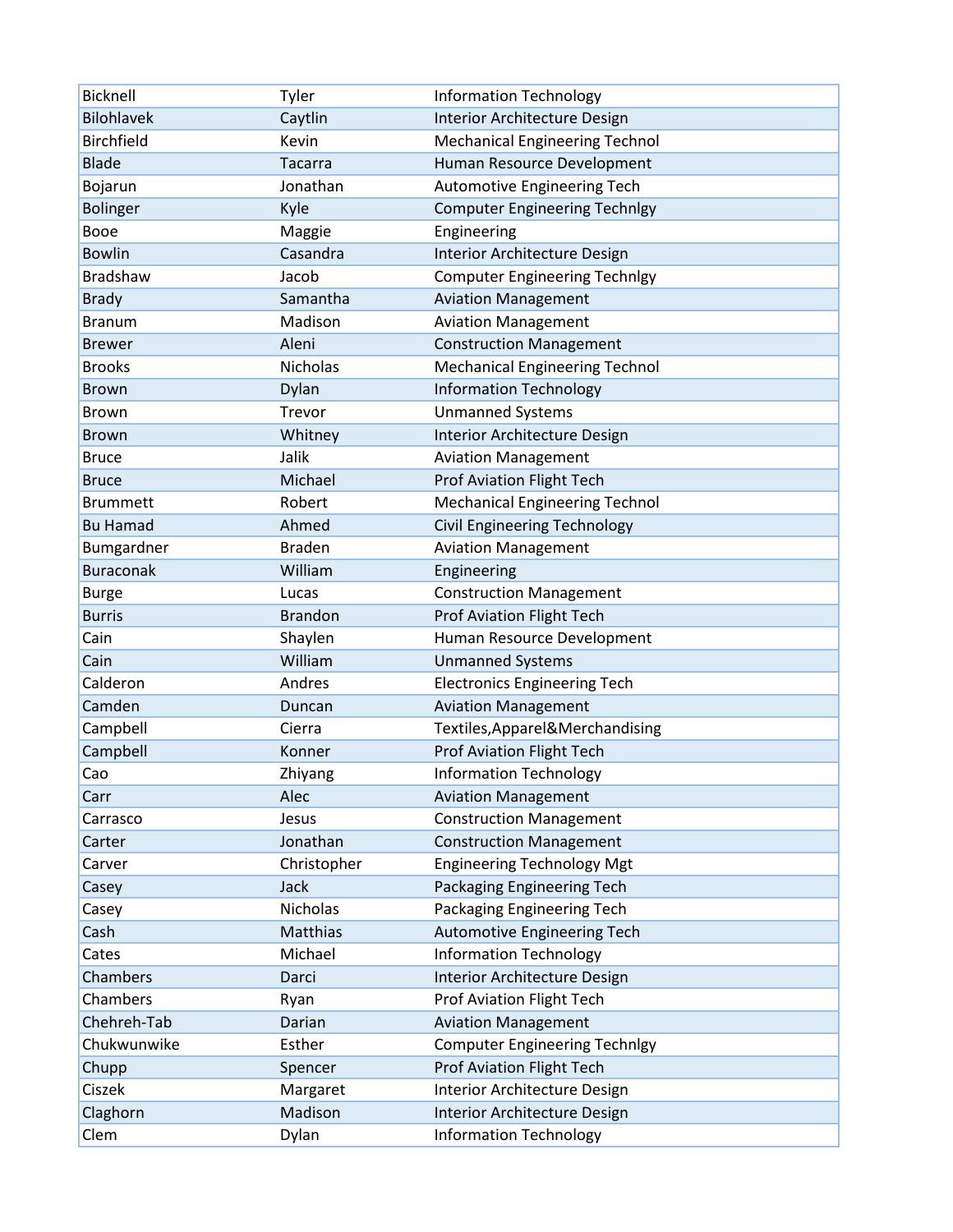| | | |
|---|---|---|
| Bicknell | Tyler | Information Technology |
| Bilohlavek | Caytlin | Interior Architecture Design |
| Birchfield | Kevin | Mechanical Engineering Technol |
| Blade | Tacarra | Human Resource Development |
| Bojarun | Jonathan | Automotive Engineering Tech |
| Bolinger | Kyle | Computer Engineering Technlgy |
| Booe | Maggie | Engineering |
| Bowlin | Casandra | Interior Architecture Design |
| Bradshaw | Jacob | Computer Engineering Technlgy |
| Brady | Samantha | Aviation Management |
| Branum | Madison | Aviation Management |
| Brewer | Aleni | Construction Management |
| Brooks | Nicholas | Mechanical Engineering Technol |
| Brown | Dylan | Information Technology |
| Brown | Trevor | Unmanned Systems |
| Brown | Whitney | Interior Architecture Design |
| Bruce | Jalik | Aviation Management |
| Bruce | Michael | Prof Aviation Flight Tech |
| Brummett | Robert | Mechanical Engineering Technol |
| Bu Hamad | Ahmed | Civil Engineering Technology |
| Bumgardner | Braden | Aviation Management |
| Buraconak | William | Engineering |
| Burge | Lucas | Construction Management |
| Burris | Brandon | Prof Aviation Flight Tech |
| Cain | Shaylen | Human Resource Development |
| Cain | William | Unmanned Systems |
| Calderon | Andres | Electronics Engineering Tech |
| Camden | Duncan | Aviation Management |
| Campbell | Cierra | Textiles,Apparel&Merchandising |
| Campbell | Konner | Prof Aviation Flight Tech |
| Cao | Zhiyang | Information Technology |
| Carr | Alec | Aviation Management |
| Carrasco | Jesus | Construction Management |
| Carter | Jonathan | Construction Management |
| Carver | Christopher | Engineering Technology Mgt |
| Casey | Jack | Packaging Engineering Tech |
| Casey | Nicholas | Packaging Engineering Tech |
| Cash | Matthias | Automotive Engineering Tech |
| Cates | Michael | Information Technology |
| Chambers | Darci | Interior Architecture Design |
| Chambers | Ryan | Prof Aviation Flight Tech |
| Chehreh-Tab | Darian | Aviation Management |
| Chukwunwike | Esther | Computer Engineering Technlgy |
| Chupp | Spencer | Prof Aviation Flight Tech |
| Ciszek | Margaret | Interior Architecture Design |
| Claghorn | Madison | Interior Architecture Design |
| Clem | Dylan | Information Technology |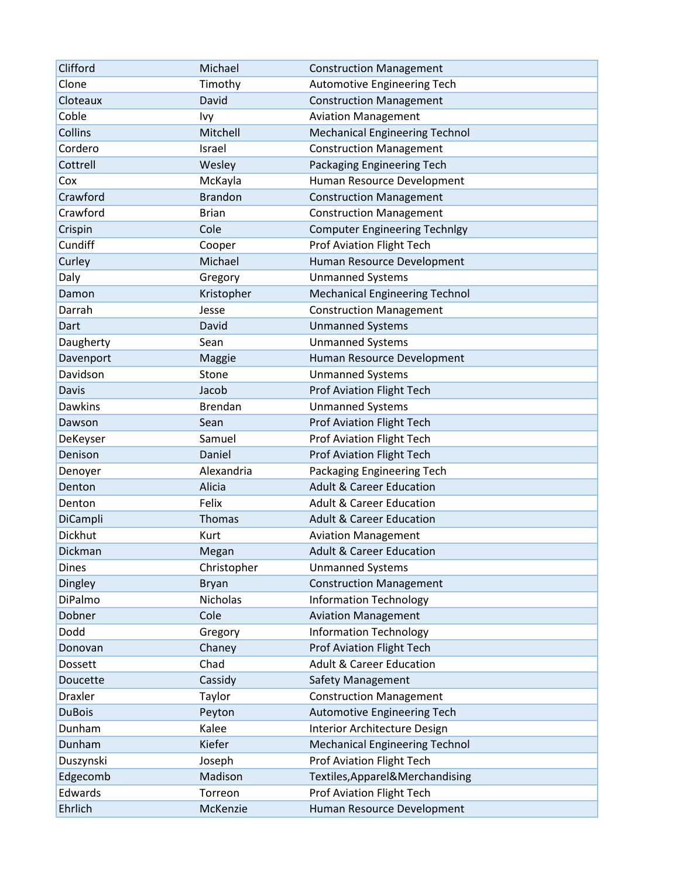| | | |
|---|---|---|
| Clifford | Michael | Construction Management |
| Clone | Timothy | Automotive Engineering Tech |
| Cloteaux | David | Construction Management |
| Coble | Ivy | Aviation Management |
| Collins | Mitchell | Mechanical Engineering Technol |
| Cordero | Israel | Construction Management |
| Cottrell | Wesley | Packaging Engineering Tech |
| Cox | McKayla | Human Resource Development |
| Crawford | Brandon | Construction Management |
| Crawford | Brian | Construction Management |
| Crispin | Cole | Computer Engineering Technlgy |
| Cundiff | Cooper | Prof Aviation Flight Tech |
| Curley | Michael | Human Resource Development |
| Daly | Gregory | Unmanned Systems |
| Damon | Kristopher | Mechanical Engineering Technol |
| Darrah | Jesse | Construction Management |
| Dart | David | Unmanned Systems |
| Daugherty | Sean | Unmanned Systems |
| Davenport | Maggie | Human Resource Development |
| Davidson | Stone | Unmanned Systems |
| Davis | Jacob | Prof Aviation Flight Tech |
| Dawkins | Brendan | Unmanned Systems |
| Dawson | Sean | Prof Aviation Flight Tech |
| DeKeyser | Samuel | Prof Aviation Flight Tech |
| Denison | Daniel | Prof Aviation Flight Tech |
| Denoyer | Alexandria | Packaging Engineering Tech |
| Denton | Alicia | Adult & Career Education |
| Denton | Felix | Adult & Career Education |
| DiCampli | Thomas | Adult & Career Education |
| Dickhut | Kurt | Aviation Management |
| Dickman | Megan | Adult & Career Education |
| Dines | Christopher | Unmanned Systems |
| Dingley | Bryan | Construction Management |
| DiPalmo | Nicholas | Information Technology |
| Dobner | Cole | Aviation Management |
| Dodd | Gregory | Information Technology |
| Donovan | Chaney | Prof Aviation Flight Tech |
| Dossett | Chad | Adult & Career Education |
| Doucette | Cassidy | Safety Management |
| Draxler | Taylor | Construction Management |
| DuBois | Peyton | Automotive Engineering Tech |
| Dunham | Kalee | Interior Architecture Design |
| Dunham | Kiefer | Mechanical Engineering Technol |
| Duszynski | Joseph | Prof Aviation Flight Tech |
| Edgecomb | Madison | Textiles,Apparel&Merchandising |
| Edwards | Torreon | Prof Aviation Flight Tech |
| Ehrlich | McKenzie | Human Resource Development |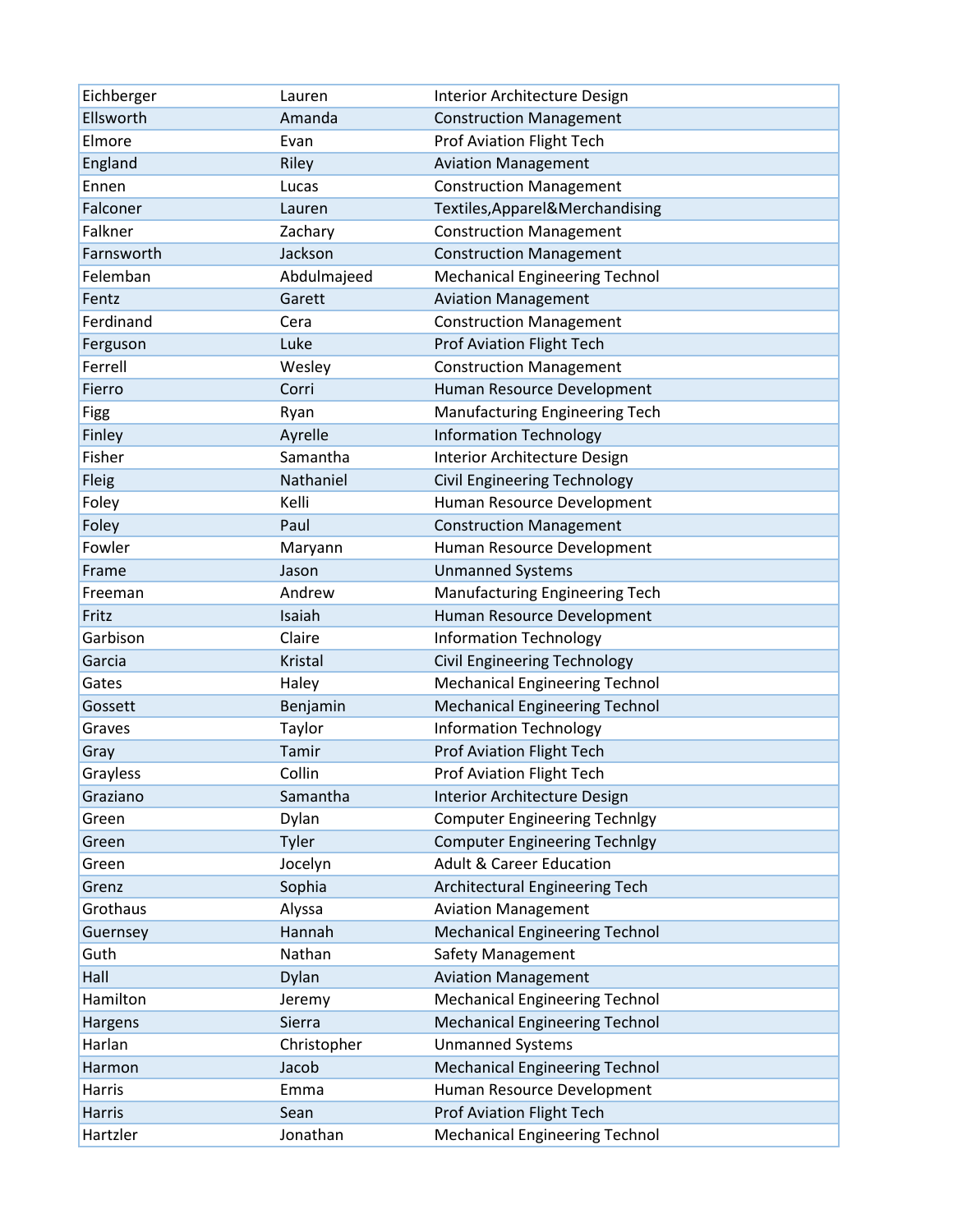| | | |
|---|---|---|
| Eichberger | Lauren | Interior Architecture Design |
| Ellsworth | Amanda | Construction Management |
| Elmore | Evan | Prof Aviation Flight Tech |
| England | Riley | Aviation Management |
| Ennen | Lucas | Construction Management |
| Falconer | Lauren | Textiles,Apparel&Merchandising |
| Falkner | Zachary | Construction Management |
| Farnsworth | Jackson | Construction Management |
| Felemban | Abdulmajeed | Mechanical Engineering Technol |
| Fentz | Garett | Aviation Management |
| Ferdinand | Cera | Construction Management |
| Ferguson | Luke | Prof Aviation Flight Tech |
| Ferrell | Wesley | Construction Management |
| Fierro | Corri | Human Resource Development |
| Figg | Ryan | Manufacturing Engineering Tech |
| Finley | Ayrelle | Information Technology |
| Fisher | Samantha | Interior Architecture Design |
| Fleig | Nathaniel | Civil Engineering Technology |
| Foley | Kelli | Human Resource Development |
| Foley | Paul | Construction Management |
| Fowler | Maryann | Human Resource Development |
| Frame | Jason | Unmanned Systems |
| Freeman | Andrew | Manufacturing Engineering Tech |
| Fritz | Isaiah | Human Resource Development |
| Garbison | Claire | Information Technology |
| Garcia | Kristal | Civil Engineering Technology |
| Gates | Haley | Mechanical Engineering Technol |
| Gossett | Benjamin | Mechanical Engineering Technol |
| Graves | Taylor | Information Technology |
| Gray | Tamir | Prof Aviation Flight Tech |
| Grayless | Collin | Prof Aviation Flight Tech |
| Graziano | Samantha | Interior Architecture Design |
| Green | Dylan | Computer Engineering Technlgy |
| Green | Tyler | Computer Engineering Technlgy |
| Green | Jocelyn | Adult & Career Education |
| Grenz | Sophia | Architectural Engineering Tech |
| Grothaus | Alyssa | Aviation Management |
| Guernsey | Hannah | Mechanical Engineering Technol |
| Guth | Nathan | Safety Management |
| Hall | Dylan | Aviation Management |
| Hamilton | Jeremy | Mechanical Engineering Technol |
| Hargens | Sierra | Mechanical Engineering Technol |
| Harlan | Christopher | Unmanned Systems |
| Harmon | Jacob | Mechanical Engineering Technol |
| Harris | Emma | Human Resource Development |
| Harris | Sean | Prof Aviation Flight Tech |
| Hartzler | Jonathan | Mechanical Engineering Technol |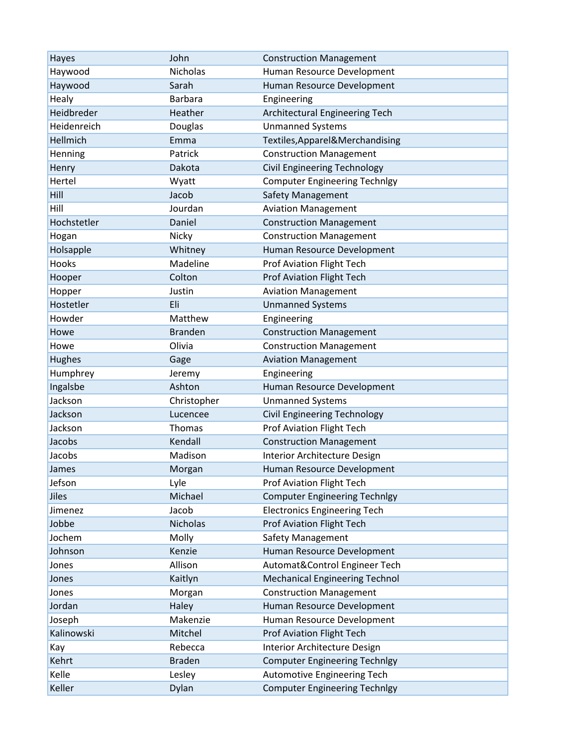| | | |
|---|---|---|
| Hayes | John | Construction Management |
| Haywood | Nicholas | Human Resource Development |
| Haywood | Sarah | Human Resource Development |
| Healy | Barbara | Engineering |
| Heidbreder | Heather | Architectural Engineering Tech |
| Heidenreich | Douglas | Unmanned Systems |
| Hellmich | Emma | Textiles,Apparel&Merchandising |
| Henning | Patrick | Construction Management |
| Henry | Dakota | Civil Engineering Technology |
| Hertel | Wyatt | Computer Engineering Technlgy |
| Hill | Jacob | Safety Management |
| Hill | Jourdan | Aviation Management |
| Hochstetler | Daniel | Construction Management |
| Hogan | Nicky | Construction Management |
| Holsapple | Whitney | Human Resource Development |
| Hooks | Madeline | Prof Aviation Flight Tech |
| Hooper | Colton | Prof Aviation Flight Tech |
| Hopper | Justin | Aviation Management |
| Hostetler | Eli | Unmanned Systems |
| Howder | Matthew | Engineering |
| Howe | Branden | Construction Management |
| Howe | Olivia | Construction Management |
| Hughes | Gage | Aviation Management |
| Humphrey | Jeremy | Engineering |
| Ingalsbe | Ashton | Human Resource Development |
| Jackson | Christopher | Unmanned Systems |
| Jackson | Lucencee | Civil Engineering Technology |
| Jackson | Thomas | Prof Aviation Flight Tech |
| Jacobs | Kendall | Construction Management |
| Jacobs | Madison | Interior Architecture Design |
| James | Morgan | Human Resource Development |
| Jefson | Lyle | Prof Aviation Flight Tech |
| Jiles | Michael | Computer Engineering Technlgy |
| Jimenez | Jacob | Electronics Engineering Tech |
| Jobbe | Nicholas | Prof Aviation Flight Tech |
| Jochem | Molly | Safety Management |
| Johnson | Kenzie | Human Resource Development |
| Jones | Allison | Automat&Control Engineer Tech |
| Jones | Kaitlyn | Mechanical Engineering Technol |
| Jones | Morgan | Construction Management |
| Jordan | Haley | Human Resource Development |
| Joseph | Makenzie | Human Resource Development |
| Kalinowski | Mitchel | Prof Aviation Flight Tech |
| Kay | Rebecca | Interior Architecture Design |
| Kehrt | Braden | Computer Engineering Technlgy |
| Kelle | Lesley | Automotive Engineering Tech |
| Keller | Dylan | Computer Engineering Technlgy |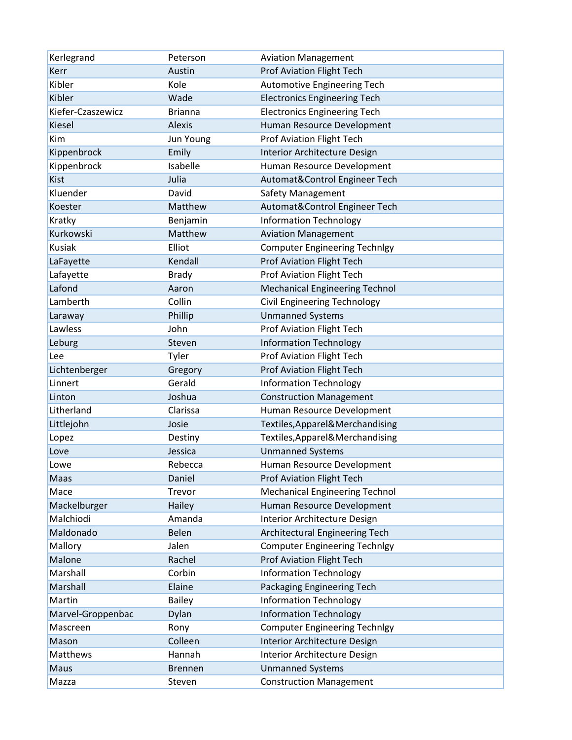| | | |
|---|---|---|
| Kerlegrand | Peterson | Aviation Management |
| Kerr | Austin | Prof Aviation Flight Tech |
| Kibler | Kole | Automotive Engineering Tech |
| Kibler | Wade | Electronics Engineering Tech |
| Kiefer-Czaszewicz | Brianna | Electronics Engineering Tech |
| Kiesel | Alexis | Human Resource Development |
| Kim | Jun Young | Prof Aviation Flight Tech |
| Kippenbrock | Emily | Interior Architecture Design |
| Kippenbrock | Isabelle | Human Resource Development |
| Kist | Julia | Automat&Control Engineer Tech |
| Kluender | David | Safety Management |
| Koester | Matthew | Automat&Control Engineer Tech |
| Kratky | Benjamin | Information Technology |
| Kurkowski | Matthew | Aviation Management |
| Kusiak | Elliot | Computer Engineering Technlgy |
| LaFayette | Kendall | Prof Aviation Flight Tech |
| Lafayette | Brady | Prof Aviation Flight Tech |
| Lafond | Aaron | Mechanical Engineering Technol |
| Lamberth | Collin | Civil Engineering Technology |
| Laraway | Phillip | Unmanned Systems |
| Lawless | John | Prof Aviation Flight Tech |
| Leburg | Steven | Information Technology |
| Lee | Tyler | Prof Aviation Flight Tech |
| Lichtenberger | Gregory | Prof Aviation Flight Tech |
| Linnert | Gerald | Information Technology |
| Linton | Joshua | Construction Management |
| Litherland | Clarissa | Human Resource Development |
| Littlejohn | Josie | Textiles,Apparel&Merchandising |
| Lopez | Destiny | Textiles,Apparel&Merchandising |
| Love | Jessica | Unmanned Systems |
| Lowe | Rebecca | Human Resource Development |
| Maas | Daniel | Prof Aviation Flight Tech |
| Mace | Trevor | Mechanical Engineering Technol |
| Mackelburger | Hailey | Human Resource Development |
| Malchiodi | Amanda | Interior Architecture Design |
| Maldonado | Belen | Architectural Engineering Tech |
| Mallory | Jalen | Computer Engineering Technlgy |
| Malone | Rachel | Prof Aviation Flight Tech |
| Marshall | Corbin | Information Technology |
| Marshall | Elaine | Packaging Engineering Tech |
| Martin | Bailey | Information Technology |
| Marvel-Groppenbac | Dylan | Information Technology |
| Mascreen | Rony | Computer Engineering Technlgy |
| Mason | Colleen | Interior Architecture Design |
| Matthews | Hannah | Interior Architecture Design |
| Maus | Brennen | Unmanned Systems |
| Mazza | Steven | Construction Management |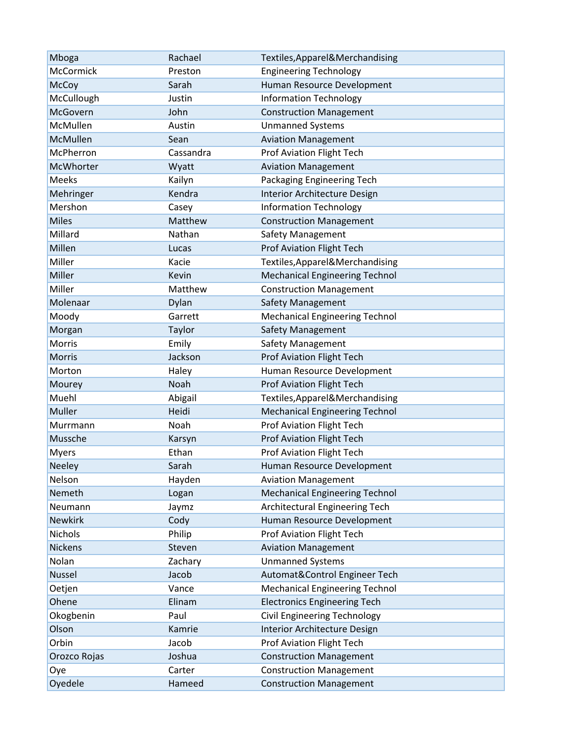| | | |
|---|---|---|
| Mboga | Rachael | Textiles,Apparel&Merchandising |
| McCormick | Preston | Engineering Technology |
| McCoy | Sarah | Human Resource Development |
| McCullough | Justin | Information Technology |
| McGovern | John | Construction Management |
| McMullen | Austin | Unmanned Systems |
| McMullen | Sean | Aviation Management |
| McPherron | Cassandra | Prof Aviation Flight Tech |
| McWhorter | Wyatt | Aviation Management |
| Meeks | Kailyn | Packaging Engineering Tech |
| Mehringer | Kendra | Interior Architecture Design |
| Mershon | Casey | Information Technology |
| Miles | Matthew | Construction Management |
| Millard | Nathan | Safety Management |
| Millen | Lucas | Prof Aviation Flight Tech |
| Miller | Kacie | Textiles,Apparel&Merchandising |
| Miller | Kevin | Mechanical Engineering Technol |
| Miller | Matthew | Construction Management |
| Molenaar | Dylan | Safety Management |
| Moody | Garrett | Mechanical Engineering Technol |
| Morgan | Taylor | Safety Management |
| Morris | Emily | Safety Management |
| Morris | Jackson | Prof Aviation Flight Tech |
| Morton | Haley | Human Resource Development |
| Mourey | Noah | Prof Aviation Flight Tech |
| Muehl | Abigail | Textiles,Apparel&Merchandising |
| Muller | Heidi | Mechanical Engineering Technol |
| Murrmann | Noah | Prof Aviation Flight Tech |
| Mussche | Karsyn | Prof Aviation Flight Tech |
| Myers | Ethan | Prof Aviation Flight Tech |
| Neeley | Sarah | Human Resource Development |
| Nelson | Hayden | Aviation Management |
| Nemeth | Logan | Mechanical Engineering Technol |
| Neumann | Jaymz | Architectural Engineering Tech |
| Newkirk | Cody | Human Resource Development |
| Nichols | Philip | Prof Aviation Flight Tech |
| Nickens | Steven | Aviation Management |
| Nolan | Zachary | Unmanned Systems |
| Nussel | Jacob | Automat&Control Engineer Tech |
| Oetjen | Vance | Mechanical Engineering Technol |
| Ohene | Elinam | Electronics Engineering Tech |
| Okogbenin | Paul | Civil Engineering Technology |
| Olson | Kamrie | Interior Architecture Design |
| Orbin | Jacob | Prof Aviation Flight Tech |
| Orozco Rojas | Joshua | Construction Management |
| Oye | Carter | Construction Management |
| Oyedele | Hameed | Construction Management |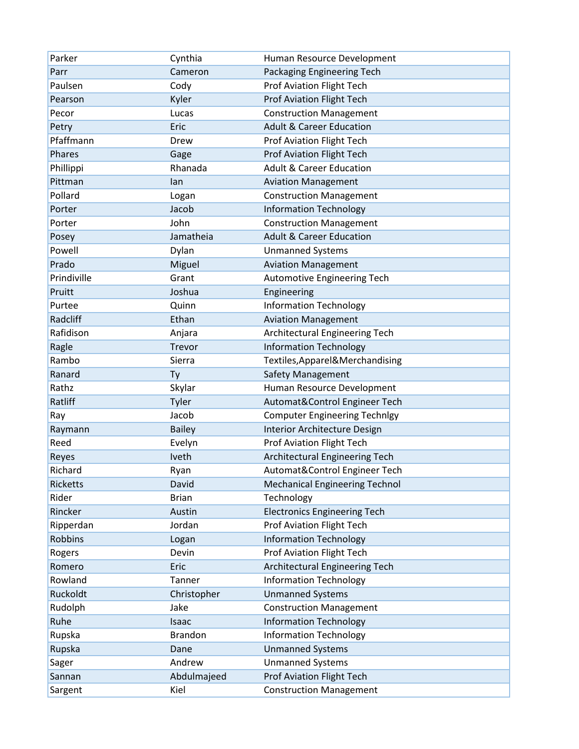| | | |
|---|---|---|
| Parker | Cynthia | Human Resource Development |
| Parr | Cameron | Packaging Engineering Tech |
| Paulsen | Cody | Prof Aviation Flight Tech |
| Pearson | Kyler | Prof Aviation Flight Tech |
| Pecor | Lucas | Construction Management |
| Petry | Eric | Adult & Career Education |
| Pfaffmann | Drew | Prof Aviation Flight Tech |
| Phares | Gage | Prof Aviation Flight Tech |
| Phillippi | Rhanada | Adult & Career Education |
| Pittman | Ian | Aviation Management |
| Pollard | Logan | Construction Management |
| Porter | Jacob | Information Technology |
| Porter | John | Construction Management |
| Posey | Jamatheia | Adult & Career Education |
| Powell | Dylan | Unmanned Systems |
| Prado | Miguel | Aviation Management |
| Prindiville | Grant | Automotive Engineering Tech |
| Pruitt | Joshua | Engineering |
| Purtee | Quinn | Information Technology |
| Radcliff | Ethan | Aviation Management |
| Rafidison | Anjara | Architectural Engineering Tech |
| Ragle | Trevor | Information Technology |
| Rambo | Sierra | Textiles,Apparel&Merchandising |
| Ranard | Ty | Safety Management |
| Rathz | Skylar | Human Resource Development |
| Ratliff | Tyler | Automat&Control Engineer Tech |
| Ray | Jacob | Computer Engineering Technlgy |
| Raymann | Bailey | Interior Architecture Design |
| Reed | Evelyn | Prof Aviation Flight Tech |
| Reyes | Iveth | Architectural Engineering Tech |
| Richard | Ryan | Automat&Control Engineer Tech |
| Ricketts | David | Mechanical Engineering Technol |
| Rider | Brian | Technology |
| Rincker | Austin | Electronics Engineering Tech |
| Ripperdan | Jordan | Prof Aviation Flight Tech |
| Robbins | Logan | Information Technology |
| Rogers | Devin | Prof Aviation Flight Tech |
| Romero | Eric | Architectural Engineering Tech |
| Rowland | Tanner | Information Technology |
| Ruckoldt | Christopher | Unmanned Systems |
| Rudolph | Jake | Construction Management |
| Ruhe | Isaac | Information Technology |
| Rupska | Brandon | Information Technology |
| Rupska | Dane | Unmanned Systems |
| Sager | Andrew | Unmanned Systems |
| Sannan | Abdulmajeed | Prof Aviation Flight Tech |
| Sargent | Kiel | Construction Management |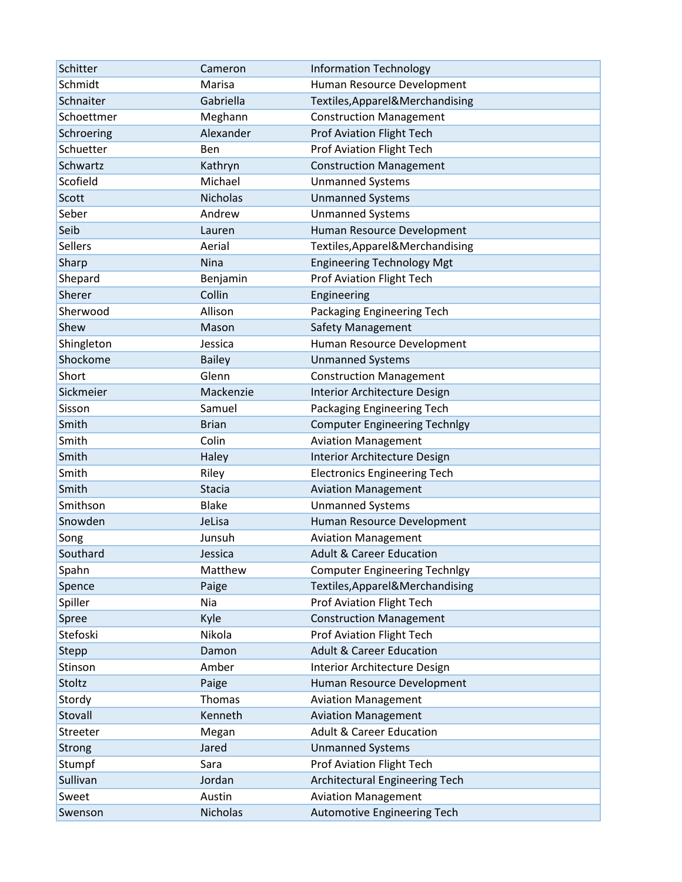| | | |
|---|---|---|
| Schitter | Cameron | Information Technology |
| Schmidt | Marisa | Human Resource Development |
| Schnaiter | Gabriella | Textiles,Apparel&Merchandising |
| Schoettmer | Meghann | Construction Management |
| Schroering | Alexander | Prof Aviation Flight Tech |
| Schuetter | Ben | Prof Aviation Flight Tech |
| Schwartz | Kathryn | Construction Management |
| Scofield | Michael | Unmanned Systems |
| Scott | Nicholas | Unmanned Systems |
| Seber | Andrew | Unmanned Systems |
| Seib | Lauren | Human Resource Development |
| Sellers | Aerial | Textiles,Apparel&Merchandising |
| Sharp | Nina | Engineering Technology Mgt |
| Shepard | Benjamin | Prof Aviation Flight Tech |
| Sherer | Collin | Engineering |
| Sherwood | Allison | Packaging Engineering Tech |
| Shew | Mason | Safety Management |
| Shingleton | Jessica | Human Resource Development |
| Shockome | Bailey | Unmanned Systems |
| Short | Glenn | Construction Management |
| Sickmeier | Mackenzie | Interior Architecture Design |
| Sisson | Samuel | Packaging Engineering Tech |
| Smith | Brian | Computer Engineering Technlgy |
| Smith | Colin | Aviation Management |
| Smith | Haley | Interior Architecture Design |
| Smith | Riley | Electronics Engineering Tech |
| Smith | Stacia | Aviation Management |
| Smithson | Blake | Unmanned Systems |
| Snowden | JeLisa | Human Resource Development |
| Song | Junsuh | Aviation Management |
| Southard | Jessica | Adult & Career Education |
| Spahn | Matthew | Computer Engineering Technlgy |
| Spence | Paige | Textiles,Apparel&Merchandising |
| Spiller | Nia | Prof Aviation Flight Tech |
| Spree | Kyle | Construction Management |
| Stefoski | Nikola | Prof Aviation Flight Tech |
| Stepp | Damon | Adult & Career Education |
| Stinson | Amber | Interior Architecture Design |
| Stoltz | Paige | Human Resource Development |
| Stordy | Thomas | Aviation Management |
| Stovall | Kenneth | Aviation Management |
| Streeter | Megan | Adult & Career Education |
| Strong | Jared | Unmanned Systems |
| Stumpf | Sara | Prof Aviation Flight Tech |
| Sullivan | Jordan | Architectural Engineering Tech |
| Sweet | Austin | Aviation Management |
| Swenson | Nicholas | Automotive Engineering Tech |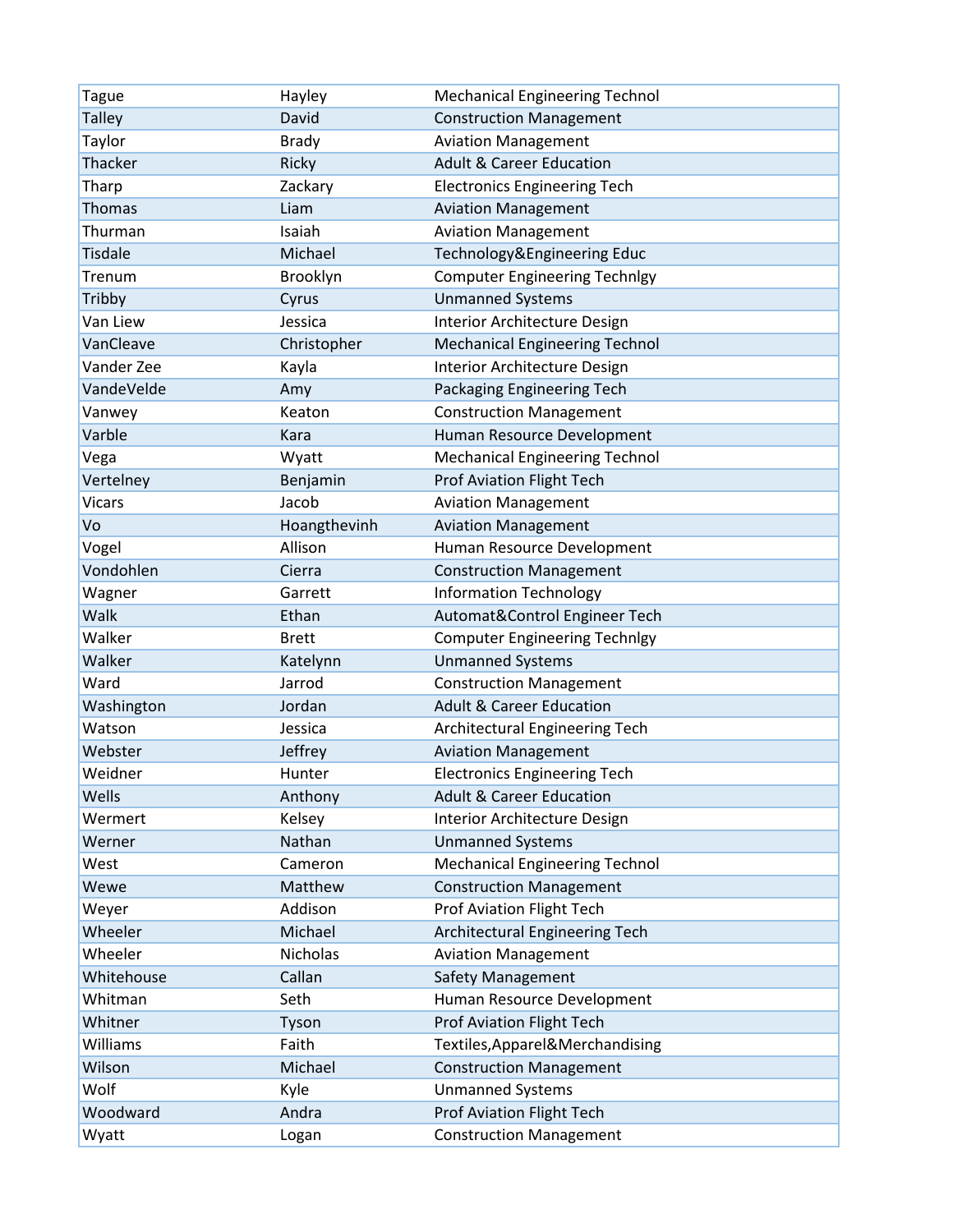| | | |
|---|---|---|
| Tague | Hayley | Mechanical Engineering Technol |
| Talley | David | Construction Management |
| Taylor | Brady | Aviation Management |
| Thacker | Ricky | Adult & Career Education |
| Tharp | Zackary | Electronics Engineering Tech |
| Thomas | Liam | Aviation Management |
| Thurman | Isaiah | Aviation Management |
| Tisdale | Michael | Technology&Engineering Educ |
| Trenum | Brooklyn | Computer Engineering Technlgy |
| Tribby | Cyrus | Unmanned Systems |
| Van Liew | Jessica | Interior Architecture Design |
| VanCleave | Christopher | Mechanical Engineering Technol |
| Vander Zee | Kayla | Interior Architecture Design |
| VandeVelde | Amy | Packaging Engineering Tech |
| Vanwey | Keaton | Construction Management |
| Varble | Kara | Human Resource Development |
| Vega | Wyatt | Mechanical Engineering Technol |
| Vertelney | Benjamin | Prof Aviation Flight Tech |
| Vicars | Jacob | Aviation Management |
| Vo | Hoangthevinh | Aviation Management |
| Vogel | Allison | Human Resource Development |
| Vondohlen | Cierra | Construction Management |
| Wagner | Garrett | Information Technology |
| Walk | Ethan | Automat&Control Engineer Tech |
| Walker | Brett | Computer Engineering Technlgy |
| Walker | Katelynn | Unmanned Systems |
| Ward | Jarrod | Construction Management |
| Washington | Jordan | Adult & Career Education |
| Watson | Jessica | Architectural Engineering Tech |
| Webster | Jeffrey | Aviation Management |
| Weidner | Hunter | Electronics Engineering Tech |
| Wells | Anthony | Adult & Career Education |
| Wermert | Kelsey | Interior Architecture Design |
| Werner | Nathan | Unmanned Systems |
| West | Cameron | Mechanical Engineering Technol |
| Wewe | Matthew | Construction Management |
| Weyer | Addison | Prof Aviation Flight Tech |
| Wheeler | Michael | Architectural Engineering Tech |
| Wheeler | Nicholas | Aviation Management |
| Whitehouse | Callan | Safety Management |
| Whitman | Seth | Human Resource Development |
| Whitner | Tyson | Prof Aviation Flight Tech |
| Williams | Faith | Textiles,Apparel&Merchandising |
| Wilson | Michael | Construction Management |
| Wolf | Kyle | Unmanned Systems |
| Woodward | Andra | Prof Aviation Flight Tech |
| Wyatt | Logan | Construction Management |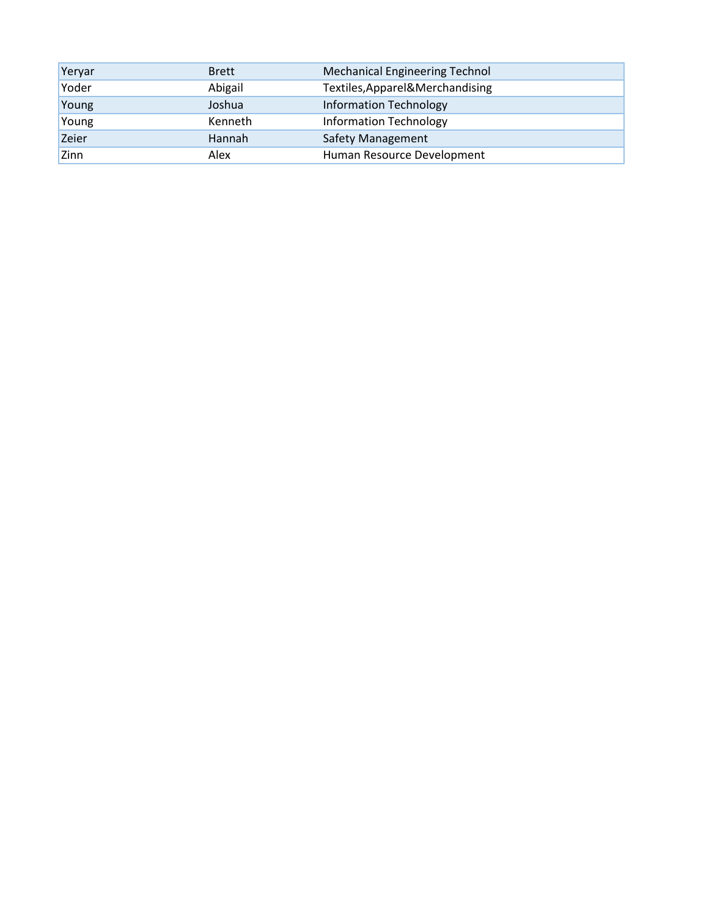| | | |
|---|---|---|
| Yeryar | Brett | Mechanical Engineering Technol |
| Yoder | Abigail | Textiles,Apparel&Merchandising |
| Young | Joshua | Information Technology |
| Young | Kenneth | Information Technology |
| Zeier | Hannah | Safety Management |
| Zinn | Alex | Human Resource Development |